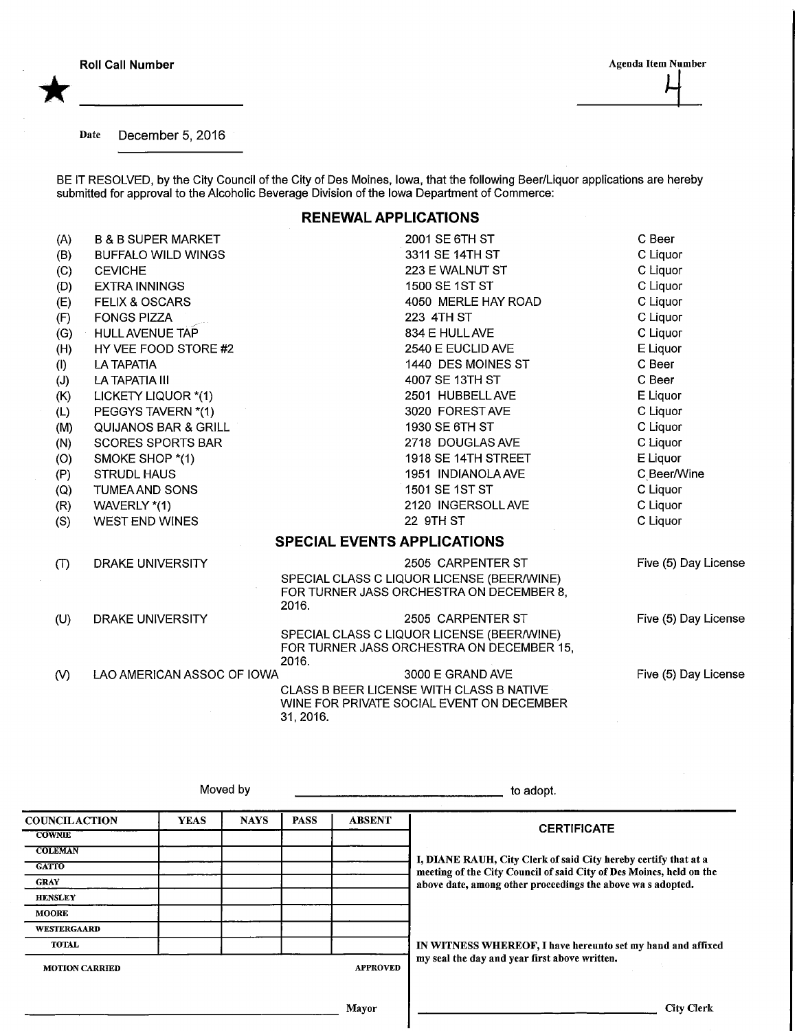**Roll Call Number** ★ ____________________

**Agenda Item Number** 4

Date December 5, 2016

BE IT RESOLVED, by the City Council of the City of Des Moines, Iowa, that the following Beer/Liquor applications are hereby submitted for approval to the Alcoholic Beverage Division of the Iowa Department of Commerce:

## RENEWAL APPLICATIONS

| | | | |
|---|---|---|---|
| (A) | B & B SUPER MARKET | 2001 SE 6TH ST | C Beer |
| (B) | BUFFALO WILD WINGS | 3311 SE 14TH ST | C Liquor |
| (C) | CEVICHE | 223 E WALNUT ST | C Liquor |
| (D) | EXTRA INNINGS | 1500 SE 1ST ST | C Liquor |
| (E) | FELIX & OSCARS | 4050 MERLE HAY ROAD | C Liquor |
| (F) | FONGS PIZZA | 223 4TH ST | C Liquor |
| (G) | HULL AVENUE TAP | 834 E HULL AVE | C Liquor |
| (H) | HY VEE FOOD STORE #2 | 2540 E EUCLID AVE | E Liquor |
| (I) | LA TAPATIA | 1440 DES MOINES ST | C Beer |
| (J) | LA TAPATIA III | 4007 SE 13TH ST | C Beer |
| (K) | LICKETY LIQUOR *(1) | 2501 HUBBELL AVE | E Liquor |
| (L) | PEGGYS TAVERN *(1) | 3020 FOREST AVE | C Liquor |
| (M) | QUIJANOS BAR & GRILL | 1930 SE 6TH ST | C Liquor |
| (N) | SCORES SPORTS BAR | 2718 DOUGLAS AVE | C Liquor |
| (O) | SMOKE SHOP *(1) | 1918 SE 14TH STREET | E Liquor |
| (P) | STRUDL HAUS | 1951 INDIANOLA AVE | C Beer/Wine |
| (Q) | TUMEA AND SONS | 1501 SE 1ST ST | C Liquor |
| (R) | WAVERLY *(1) | 2120 INGERSOLL AVE | C Liquor |
| (S) | WEST END WINES | 22 9TH ST | C Liquor |

## SPECIAL EVENTS APPLICATIONS

| | | | |
|---|---|---|---|
| (T) | DRAKE UNIVERSITY | 2505 CARPENTER ST<br>SPECIAL CLASS C LIQUOR LICENSE (BEER/WINE) FOR TURNER JASS ORCHESTRA ON DECEMBER 8, 2016. | Five (5) Day License |
| (U) | DRAKE UNIVERSITY | 2505 CARPENTER ST<br>SPECIAL CLASS C LIQUOR LICENSE (BEER/WINE) FOR TURNER JASS ORCHESTRA ON DECEMBER 15, 2016. | Five (5) Day License |
| (V) | LAO AMERICAN ASSOC OF IOWA | 3000 E GRAND AVE<br>CLASS B BEER LICENSE WITH CLASS B NATIVE WINE FOR PRIVATE SOCIAL EVENT ON DECEMBER 31, 2016. | Five (5) Day License |

Moved by ______________________________ to adopt.

| COUNCIL ACTION | YEAS | NAYS | PASS | ABSENT |
|---|---|---|---|---|
| COWNIE | | | | |
| COLEMAN | | | | |
| GATTO | | | | |
| GRAY | | | | |
| HENSLEY | | | | |
| MOORE | | | | |
| WESTERGAARD | | | | |
| TOTAL | | | | |

MOTION CARRIED APPROVED

______________________________ Mayor

**CERTIFICATE**

I, DIANE RAUH, City Clerk of said City hereby certify that at a meeting of the City Council of said City of Des Moines, held on the above date, among other proceedings the above wa s adopted.

IN WITNESS WHEREOF, I have hereunto set my hand and affixed my seal the day and year first above written.

______________________________ City Clerk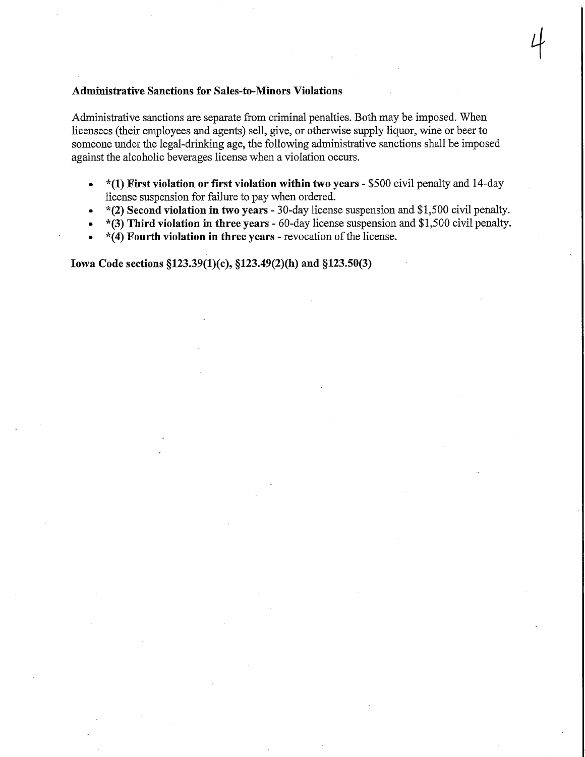**Administrative Sanctions for Sales-to-Minors Violations**

Administrative sanctions are separate from criminal penalties. Both may be imposed. When licensees (their employees and agents) sell, give, or otherwise supply liquor, wine or beer to someone under the legal-drinking age, the following administrative sanctions shall be imposed against the alcoholic beverages license when a violation occurs.

- ***(1) First violation or first violation within two years** - $500 civil penalty and 14-day license suspension for failure to pay when ordered.
- ***(2) Second violation in two years** - 30-day license suspension and $1,500 civil penalty.
- ***(3) Third violation in three years** - 60-day license suspension and $1,500 civil penalty.
- ***(4) Fourth violation in three years** - revocation of the license.

**Iowa Code sections §123.39(1)(c), §123.49(2)(h) and §123.50(3)**